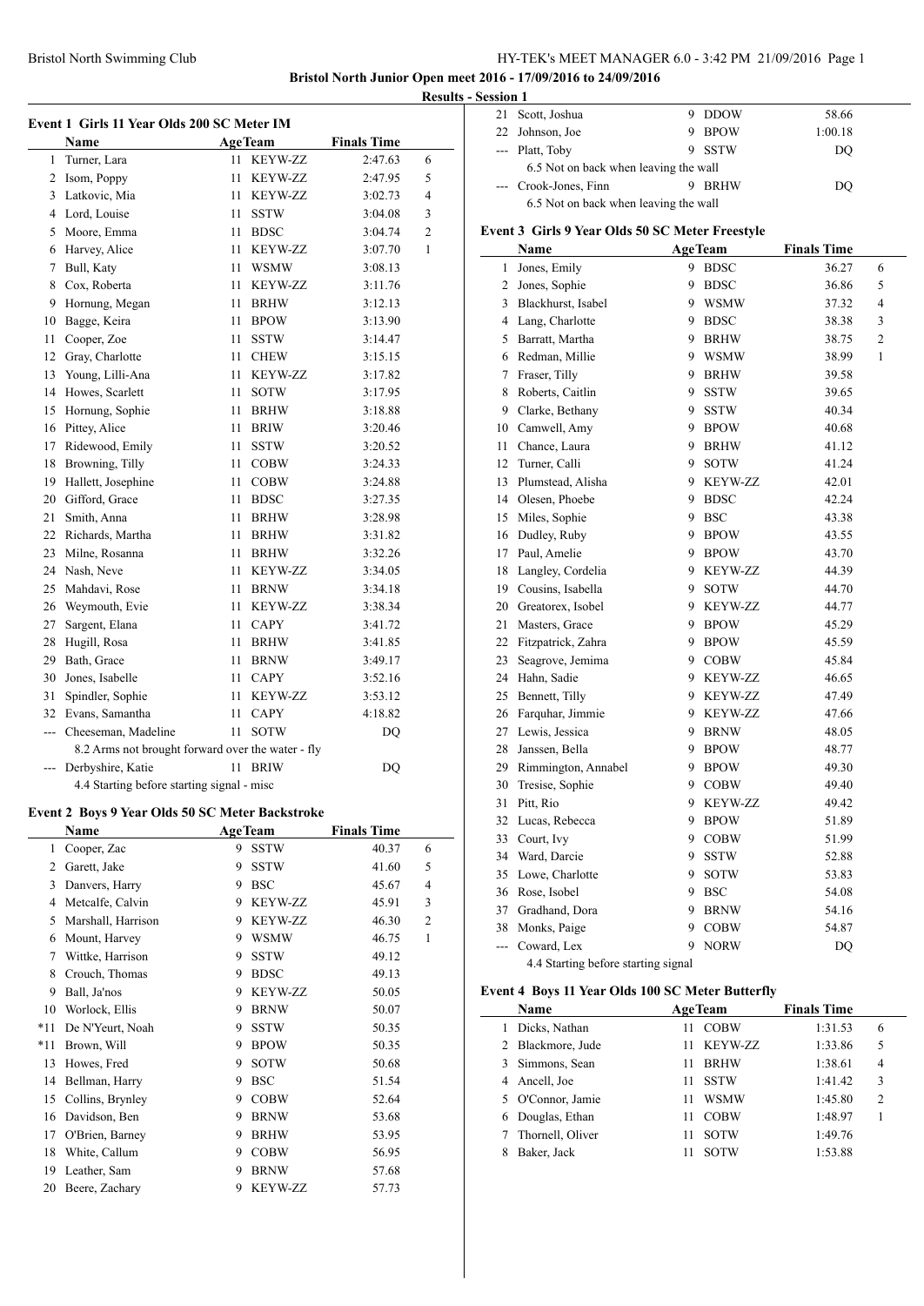## Bristol North Junior Open meet 2016 - 17/09/2016 to 24/09/2016

### Results - Session 1

### Event 1 Girls 11 Year Olds 200 SC Meter IM

| | Name | Age | Team | Finals Time | |
|---|---|---|---|---|---|
| 1 | Turner, Lara | 11 | KEYW-ZZ | 2:47.63 | 6 |
| 2 | Isom, Poppy | 11 | KEYW-ZZ | 2:47.95 | 5 |
| 3 | Latkovic, Mia | 11 | KEYW-ZZ | 3:02.73 | 4 |
| 4 | Lord, Louise | 11 | SSTW | 3:04.08 | 3 |
| 5 | Moore, Emma | 11 | BDSC | 3:04.74 | 2 |
| 6 | Harvey, Alice | 11 | KEYW-ZZ | 3:07.70 | 1 |
| 7 | Bull, Katy | 11 | WSMW | 3:08.13 | |
| 8 | Cox, Roberta | 11 | KEYW-ZZ | 3:11.76 | |
| 9 | Hornung, Megan | 11 | BRHW | 3:12.13 | |
| 10 | Bagge, Keira | 11 | BPOW | 3:13.90 | |
| 11 | Cooper, Zoe | 11 | SSTW | 3:14.47 | |
| 12 | Gray, Charlotte | 11 | CHEW | 3:15.15 | |
| 13 | Young, Lilli-Ana | 11 | KEYW-ZZ | 3:17.82 | |
| 14 | Howes, Scarlett | 11 | SOTW | 3:17.95 | |
| 15 | Hornung, Sophie | 11 | BRHW | 3:18.88 | |
| 16 | Pittey, Alice | 11 | BRIW | 3:20.46 | |
| 17 | Ridewood, Emily | 11 | SSTW | 3:20.52 | |
| 18 | Browning, Tilly | 11 | COBW | 3:24.33 | |
| 19 | Hallett, Josephine | 11 | COBW | 3:24.88 | |
| 20 | Gifford, Grace | 11 | BDSC | 3:27.35 | |
| 21 | Smith, Anna | 11 | BRHW | 3:28.98 | |
| 22 | Richards, Martha | 11 | BRHW | 3:31.82 | |
| 23 | Milne, Rosanna | 11 | BRHW | 3:32.26 | |
| 24 | Nash, Neve | 11 | KEYW-ZZ | 3:34.05 | |
| 25 | Mahdavi, Rose | 11 | BRNW | 3:34.18 | |
| 26 | Weymouth, Evie | 11 | KEYW-ZZ | 3:38.34 | |
| 27 | Sargent, Elana | 11 | CAPY | 3:41.72 | |
| 28 | Hugill, Rosa | 11 | BRHW | 3:41.85 | |
| 29 | Bath, Grace | 11 | BRNW | 3:49.17 | |
| 30 | Jones, Isabelle | 11 | CAPY | 3:52.16 | |
| 31 | Spindler, Sophie | 11 | KEYW-ZZ | 3:53.12 | |
| 32 | Evans, Samantha | 11 | CAPY | 4:18.82 | |
| --- | Cheeseman, Madeline | 11 | SOTW | DQ | |
| | 8.2 Arms not brought forward over the water - fly | | | | |
| --- | Derbyshire, Katie | 11 | BRIW | DQ | |
| | 4.4 Starting before starting signal - misc | | | | |

### Event 2 Boys 9 Year Olds 50 SC Meter Backstroke

| | Name | Age | Team | Finals Time | |
|---|---|---|---|---|---|
| 1 | Cooper, Zac | 9 | SSTW | 40.37 | 6 |
| 2 | Garett, Jake | 9 | SSTW | 41.60 | 5 |
| 3 | Danvers, Harry | 9 | BSC | 45.67 | 4 |
| 4 | Metcalfe, Calvin | 9 | KEYW-ZZ | 45.91 | 3 |
| 5 | Marshall, Harrison | 9 | KEYW-ZZ | 46.30 | 2 |
| 6 | Mount, Harvey | 9 | WSMW | 46.75 | 1 |
| 7 | Wittke, Harrison | 9 | SSTW | 49.12 | |
| 8 | Crouch, Thomas | 9 | BDSC | 49.13 | |
| 9 | Ball, Ja'nos | 9 | KEYW-ZZ | 50.05 | |
| 10 | Worlock, Ellis | 9 | BRNW | 50.07 | |
| *11 | De N'Yeurt, Noah | 9 | SSTW | 50.35 | |
| *11 | Brown, Will | 9 | BPOW | 50.35 | |
| 13 | Howes, Fred | 9 | SOTW | 50.68 | |
| 14 | Bellman, Harry | 9 | BSC | 51.54 | |
| 15 | Collins, Brynley | 9 | COBW | 52.64 | |
| 16 | Davidson, Ben | 9 | BRNW | 53.68 | |
| 17 | O'Brien, Barney | 9 | BRHW | 53.95 | |
| 18 | White, Callum | 9 | COBW | 56.95 | |
| 19 | Leather, Sam | 9 | BRNW | 57.68 | |
| 20 | Beere, Zachary | 9 | KEYW-ZZ | 57.73 | |
| 21 | Scott, Joshua | 9 | DDOW | 58.66 | |
| 22 | Johnson, Joe | 9 | BPOW | 1:00.18 | |
| --- | Platt, Toby | 9 | SSTW | DQ | |
| | 6.5 Not on back when leaving the wall | | | | |
| --- | Crook-Jones, Finn | 9 | BRHW | DQ | |
| | 6.5 Not on back when leaving the wall | | | | |

### Event 3 Girls 9 Year Olds 50 SC Meter Freestyle

| | Name | Age | Team | Finals Time | |
|---|---|---|---|---|---|
| 1 | Jones, Emily | 9 | BDSC | 36.27 | 6 |
| 2 | Jones, Sophie | 9 | BDSC | 36.86 | 5 |
| 3 | Blackhurst, Isabel | 9 | WSMW | 37.32 | 4 |
| 4 | Lang, Charlotte | 9 | BDSC | 38.38 | 3 |
| 5 | Barratt, Martha | 9 | BRHW | 38.75 | 2 |
| 6 | Redman, Millie | 9 | WSMW | 38.99 | 1 |
| 7 | Fraser, Tilly | 9 | BRHW | 39.58 | |
| 8 | Roberts, Caitlin | 9 | SSTW | 39.65 | |
| 9 | Clarke, Bethany | 9 | SSTW | 40.34 | |
| 10 | Camwell, Amy | 9 | BPOW | 40.68 | |
| 11 | Chance, Laura | 9 | BRHW | 41.12 | |
| 12 | Turner, Calli | 9 | SOTW | 41.24 | |
| 13 | Plumstead, Alisha | 9 | KEYW-ZZ | 42.01 | |
| 14 | Olesen, Phoebe | 9 | BDSC | 42.24 | |
| 15 | Miles, Sophie | 9 | BSC | 43.38 | |
| 16 | Dudley, Ruby | 9 | BPOW | 43.55 | |
| 17 | Paul, Amelie | 9 | BPOW | 43.70 | |
| 18 | Langley, Cordelia | 9 | KEYW-ZZ | 44.39 | |
| 19 | Cousins, Isabella | 9 | SOTW | 44.70 | |
| 20 | Greatorex, Isobel | 9 | KEYW-ZZ | 44.77 | |
| 21 | Masters, Grace | 9 | BPOW | 45.29 | |
| 22 | Fitzpatrick, Zahra | 9 | BPOW | 45.59 | |
| 23 | Seagrove, Jemima | 9 | COBW | 45.84 | |
| 24 | Hahn, Sadie | 9 | KEYW-ZZ | 46.65 | |
| 25 | Bennett, Tilly | 9 | KEYW-ZZ | 47.49 | |
| 26 | Farquhar, Jimmie | 9 | KEYW-ZZ | 47.66 | |
| 27 | Lewis, Jessica | 9 | BRNW | 48.05 | |
| 28 | Janssen, Bella | 9 | BPOW | 48.77 | |
| 29 | Rimmington, Annabel | 9 | BPOW | 49.30 | |
| 30 | Tresise, Sophie | 9 | COBW | 49.40 | |
| 31 | Pitt, Rio | 9 | KEYW-ZZ | 49.42 | |
| 32 | Lucas, Rebecca | 9 | BPOW | 51.89 | |
| 33 | Court, Ivy | 9 | COBW | 51.99 | |
| 34 | Ward, Darcie | 9 | SSTW | 52.88 | |
| 35 | Lowe, Charlotte | 9 | SOTW | 53.83 | |
| 36 | Rose, Isobel | 9 | BSC | 54.08 | |
| 37 | Gradhand, Dora | 9 | BRNW | 54.16 | |
| 38 | Monks, Paige | 9 | COBW | 54.87 | |
| --- | Coward, Lex | 9 | NORW | DQ | |
| | 4.4 Starting before starting signal | | | | |

### Event 4 Boys 11 Year Olds 100 SC Meter Butterfly

| | Name | Age | Team | Finals Time | |
|---|---|---|---|---|---|
| 1 | Dicks, Nathan | 11 | COBW | 1:31.53 | 6 |
| 2 | Blackmore, Jude | 11 | KEYW-ZZ | 1:33.86 | 5 |
| 3 | Simmons, Sean | 11 | BRHW | 1:38.61 | 4 |
| 4 | Ancell, Joe | 11 | SSTW | 1:41.42 | 3 |
| 5 | O'Connor, Jamie | 11 | WSMW | 1:45.80 | 2 |
| 6 | Douglas, Ethan | 11 | COBW | 1:48.97 | 1 |
| 7 | Thornell, Oliver | 11 | SOTW | 1:49.76 | |
| 8 | Baker, Jack | 11 | SOTW | 1:53.88 | |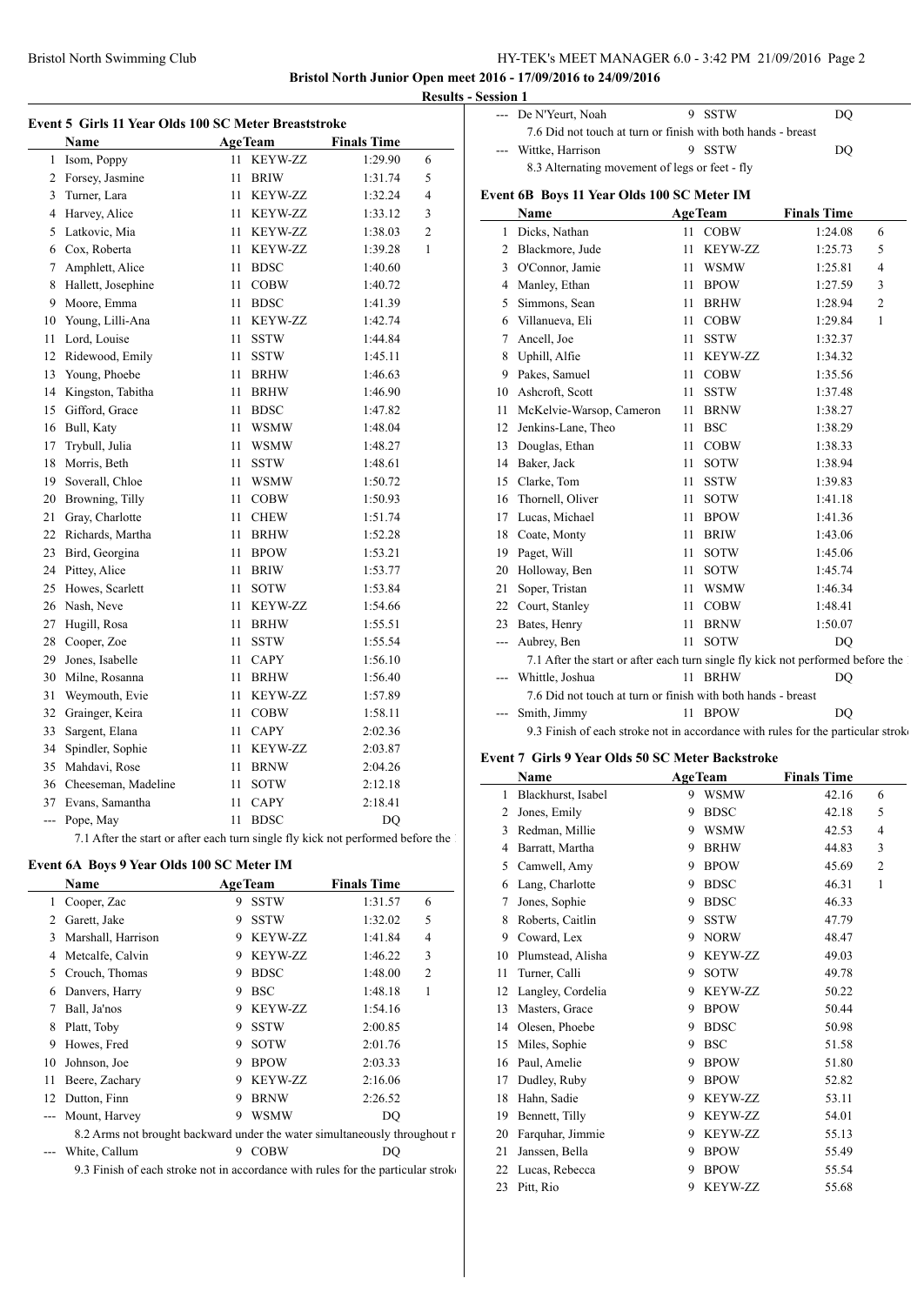## Bristol North Junior Open meet 2016 - 17/09/2016 to 24/09/2016

### Results - Session 1

### Event 5 Girls 11 Year Olds 100 SC Meter Breaststroke

| | Name | Age | Team | Finals Time | |
|---|---|---|---|---|---|
| 1 | Isom, Poppy | 11 | KEYW-ZZ | 1:29.90 | 6 |
| 2 | Forsey, Jasmine | 11 | BRIW | 1:31.74 | 5 |
| 3 | Turner, Lara | 11 | KEYW-ZZ | 1:32.24 | 4 |
| 4 | Harvey, Alice | 11 | KEYW-ZZ | 1:33.12 | 3 |
| 5 | Latkovic, Mia | 11 | KEYW-ZZ | 1:38.03 | 2 |
| 6 | Cox, Roberta | 11 | KEYW-ZZ | 1:39.28 | 1 |
| 7 | Amphlett, Alice | 11 | BDSC | 1:40.60 | |
| 8 | Hallett, Josephine | 11 | COBW | 1:40.72 | |
| 9 | Moore, Emma | 11 | BDSC | 1:41.39 | |
| 10 | Young, Lilli-Ana | 11 | KEYW-ZZ | 1:42.74 | |
| 11 | Lord, Louise | 11 | SSTW | 1:44.84 | |
| 12 | Ridewood, Emily | 11 | SSTW | 1:45.11 | |
| 13 | Young, Phoebe | 11 | BRHW | 1:46.63 | |
| 14 | Kingston, Tabitha | 11 | BRHW | 1:46.90 | |
| 15 | Gifford, Grace | 11 | BDSC | 1:47.82 | |
| 16 | Bull, Katy | 11 | WSMW | 1:48.04 | |
| 17 | Trybull, Julia | 11 | WSMW | 1:48.27 | |
| 18 | Morris, Beth | 11 | SSTW | 1:48.61 | |
| 19 | Soverall, Chloe | 11 | WSMW | 1:50.72 | |
| 20 | Browning, Tilly | 11 | COBW | 1:50.93 | |
| 21 | Gray, Charlotte | 11 | CHEW | 1:51.74 | |
| 22 | Richards, Martha | 11 | BRHW | 1:52.28 | |
| 23 | Bird, Georgina | 11 | BPOW | 1:53.21 | |
| 24 | Pittey, Alice | 11 | BRIW | 1:53.77 | |
| 25 | Howes, Scarlett | 11 | SOTW | 1:53.84 | |
| 26 | Nash, Neve | 11 | KEYW-ZZ | 1:54.66 | |
| 27 | Hugill, Rosa | 11 | BRHW | 1:55.51 | |
| 28 | Cooper, Zoe | 11 | SSTW | 1:55.54 | |
| 29 | Jones, Isabelle | 11 | CAPY | 1:56.10 | |
| 30 | Milne, Rosanna | 11 | BRHW | 1:56.40 | |
| 31 | Weymouth, Evie | 11 | KEYW-ZZ | 1:57.89 | |
| 32 | Grainger, Keira | 11 | COBW | 1:58.11 | |
| 33 | Sargent, Elana | 11 | CAPY | 2:02.36 | |
| 34 | Spindler, Sophie | 11 | KEYW-ZZ | 2:03.87 | |
| 35 | Mahdavi, Rose | 11 | BRNW | 2:04.26 | |
| 36 | Cheeseman, Madeline | 11 | SOTW | 2:12.18 | |
| 37 | Evans, Samantha | 11 | CAPY | 2:18.41 | |
| --- | Pope, May | 11 | BDSC | DQ | |

7.1 After the start or after each turn single fly kick not performed before the

### Event 6A Boys 9 Year Olds 100 SC Meter IM

| | Name | Age | Team | Finals Time | |
|---|---|---|---|---|---|
| 1 | Cooper, Zac | 9 | SSTW | 1:31.57 | 6 |
| 2 | Garett, Jake | 9 | SSTW | 1:32.02 | 5 |
| 3 | Marshall, Harrison | 9 | KEYW-ZZ | 1:41.84 | 4 |
| 4 | Metcalfe, Calvin | 9 | KEYW-ZZ | 1:46.22 | 3 |
| 5 | Crouch, Thomas | 9 | BDSC | 1:48.00 | 2 |
| 6 | Danvers, Harry | 9 | BSC | 1:48.18 | 1 |
| 7 | Ball, Ja'nos | 9 | KEYW-ZZ | 1:54.16 | |
| 8 | Platt, Toby | 9 | SSTW | 2:00.85 | |
| 9 | Howes, Fred | 9 | SOTW | 2:01.76 | |
| 10 | Johnson, Joe | 9 | BPOW | 2:03.33 | |
| 11 | Beere, Zachary | 9 | KEYW-ZZ | 2:16.06 | |
| 12 | Dutton, Finn | 9 | BRNW | 2:26.52 | |
| --- | Mount, Harvey | 9 | WSMW | DQ | |
| | 8.2 Arms not brought backward under the water simultaneously throughout r | | | | |
| --- | White, Callum | 9 | COBW | DQ | |
| | 9.3 Finish of each stroke not in accordance with rules for the particular strok | | | | |
| --- | De N'Yeurt, Noah | 9 | SSTW | DQ | |
| | 7.6 Did not touch at turn or finish with both hands - breast | | | | |
| --- | Wittke, Harrison | 9 | SSTW | DQ | |
| | 8.3 Alternating movement of legs or feet - fly | | | | |

### Event 6B Boys 11 Year Olds 100 SC Meter IM

| | Name | Age | Team | Finals Time | |
|---|---|---|---|---|---|
| 1 | Dicks, Nathan | 11 | COBW | 1:24.08 | 6 |
| 2 | Blackmore, Jude | 11 | KEYW-ZZ | 1:25.73 | 5 |
| 3 | O'Connor, Jamie | 11 | WSMW | 1:25.81 | 4 |
| 4 | Manley, Ethan | 11 | BPOW | 1:27.59 | 3 |
| 5 | Simmons, Sean | 11 | BRHW | 1:28.94 | 2 |
| 6 | Villanueva, Eli | 11 | COBW | 1:29.84 | 1 |
| 7 | Ancell, Joe | 11 | SSTW | 1:32.37 | |
| 8 | Uphill, Alfie | 11 | KEYW-ZZ | 1:34.32 | |
| 9 | Pakes, Samuel | 11 | COBW | 1:35.56 | |
| 10 | Ashcroft, Scott | 11 | SSTW | 1:37.48 | |
| 11 | McKelvie-Warsop, Cameron | 11 | BRNW | 1:38.27 | |
| 12 | Jenkins-Lane, Theo | 11 | BSC | 1:38.29 | |
| 13 | Douglas, Ethan | 11 | COBW | 1:38.33 | |
| 14 | Baker, Jack | 11 | SOTW | 1:38.94 | |
| 15 | Clarke, Tom | 11 | SSTW | 1:39.83 | |
| 16 | Thornell, Oliver | 11 | SOTW | 1:41.18 | |
| 17 | Lucas, Michael | 11 | BPOW | 1:41.36 | |
| 18 | Coate, Monty | 11 | BRIW | 1:43.06 | |
| 19 | Paget, Will | 11 | SOTW | 1:45.06 | |
| 20 | Holloway, Ben | 11 | SOTW | 1:45.74 | |
| 21 | Soper, Tristan | 11 | WSMW | 1:46.34 | |
| 22 | Court, Stanley | 11 | COBW | 1:48.41 | |
| 23 | Bates, Henry | 11 | BRNW | 1:50.07 | |
| --- | Aubrey, Ben | 11 | SOTW | DQ | |
| | 7.1 After the start or after each turn single fly kick not performed before the | | | | |
| --- | Whittle, Joshua | 11 | BRHW | DQ | |
| | 7.6 Did not touch at turn or finish with both hands - breast | | | | |
| --- | Smith, Jimmy | 11 | BPOW | DQ | |
| | 9.3 Finish of each stroke not in accordance with rules for the particular strok | | | | |

### Event 7 Girls 9 Year Olds 50 SC Meter Backstroke

| | Name | Age | Team | Finals Time | |
|---|---|---|---|---|---|
| 1 | Blackhurst, Isabel | 9 | WSMW | 42.16 | 6 |
| 2 | Jones, Emily | 9 | BDSC | 42.18 | 5 |
| 3 | Redman, Millie | 9 | WSMW | 42.53 | 4 |
| 4 | Barratt, Martha | 9 | BRHW | 44.83 | 3 |
| 5 | Camwell, Amy | 9 | BPOW | 45.69 | 2 |
| 6 | Lang, Charlotte | 9 | BDSC | 46.31 | 1 |
| 7 | Jones, Sophie | 9 | BDSC | 46.33 | |
| 8 | Roberts, Caitlin | 9 | SSTW | 47.79 | |
| 9 | Coward, Lex | 9 | NORW | 48.47 | |
| 10 | Plumstead, Alisha | 9 | KEYW-ZZ | 49.03 | |
| 11 | Turner, Calli | 9 | SOTW | 49.78 | |
| 12 | Langley, Cordelia | 9 | KEYW-ZZ | 50.22 | |
| 13 | Masters, Grace | 9 | BPOW | 50.44 | |
| 14 | Olesen, Phoebe | 9 | BDSC | 50.98 | |
| 15 | Miles, Sophie | 9 | BSC | 51.58 | |
| 16 | Paul, Amelie | 9 | BPOW | 51.80 | |
| 17 | Dudley, Ruby | 9 | BPOW | 52.82 | |
| 18 | Hahn, Sadie | 9 | KEYW-ZZ | 53.11 | |
| 19 | Bennett, Tilly | 9 | KEYW-ZZ | 54.01 | |
| 20 | Farquhar, Jimmie | 9 | KEYW-ZZ | 55.13 | |
| 21 | Janssen, Bella | 9 | BPOW | 55.49 | |
| 22 | Lucas, Rebecca | 9 | BPOW | 55.54 | |
| 23 | Pitt, Rio | 9 | KEYW-ZZ | 55.68 | |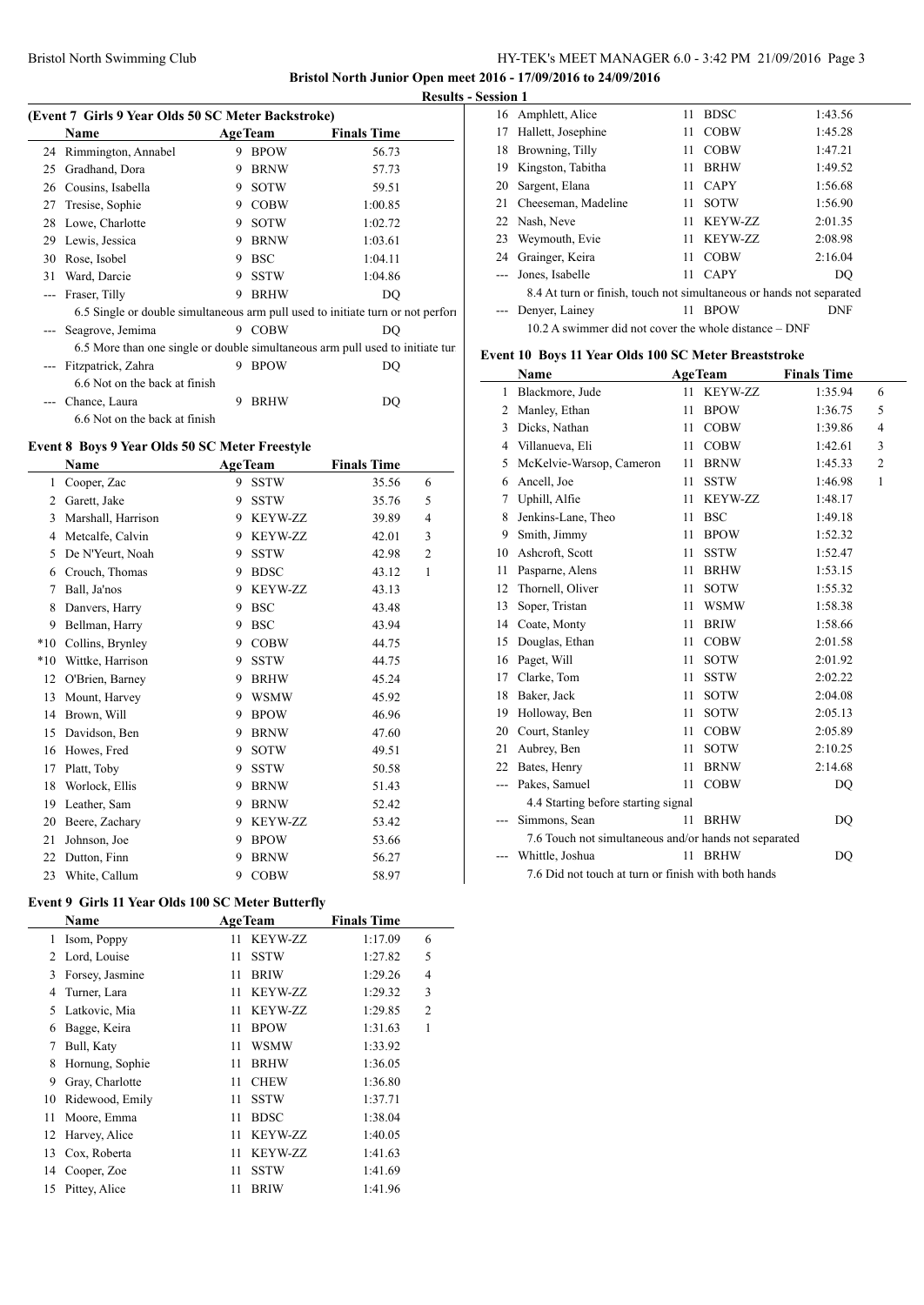**Bristol North Junior Open meet 2016 - 17/09/2016 to 24/09/2016**

**Results - Session 1**

### (Event 7 Girls 9 Year Olds 50 SC Meter Backstroke)

| | Name | Age | Team | Finals Time |
|---|---|---|---|---|
| 24 | Rimmington, Annabel | 9 | BPOW | 56.73 |
| 25 | Gradhand, Dora | 9 | BRNW | 57.73 |
| 26 | Cousins, Isabella | 9 | SOTW | 59.51 |
| 27 | Tresise, Sophie | 9 | COBW | 1:00.85 |
| 28 | Lowe, Charlotte | 9 | SOTW | 1:02.72 |
| 29 | Lewis, Jessica | 9 | BRNW | 1:03.61 |
| 30 | Rose, Isobel | 9 | BSC | 1:04.11 |
| 31 | Ward, Darcie | 9 | SSTW | 1:04.86 |
| --- | Fraser, Tilly | 9 | BRHW | DQ |
| | 6.5 Single or double simultaneous arm pull used to initiate turn or not perfor | | | |
| --- | Seagrove, Jemima | 9 | COBW | DQ |
| | 6.5 More than one single or double simultaneous arm pull used to initiate tur | | | |
| --- | Fitzpatrick, Zahra | 9 | BPOW | DQ |
| | 6.6 Not on the back at finish | | | |
| --- | Chance, Laura | 9 | BRHW | DQ |
| | 6.6 Not on the back at finish | | | |

### Event 8 Boys 9 Year Olds 50 SC Meter Freestyle

| | Name | Age | Team | Finals Time | |
|---|---|---|---|---|---|
| 1 | Cooper, Zac | 9 | SSTW | 35.56 | 6 |
| 2 | Garett, Jake | 9 | SSTW | 35.76 | 5 |
| 3 | Marshall, Harrison | 9 | KEYW-ZZ | 39.89 | 4 |
| 4 | Metcalfe, Calvin | 9 | KEYW-ZZ | 42.01 | 3 |
| 5 | De N'Yeurt, Noah | 9 | SSTW | 42.98 | 2 |
| 6 | Crouch, Thomas | 9 | BDSC | 43.12 | 1 |
| 7 | Ball, Ja'nos | 9 | KEYW-ZZ | 43.13 | |
| 8 | Danvers, Harry | 9 | BSC | 43.48 | |
| 9 | Bellman, Harry | 9 | BSC | 43.94 | |
| *10 | Collins, Brynley | 9 | COBW | 44.75 | |
| *10 | Wittke, Harrison | 9 | SSTW | 44.75 | |
| 12 | O'Brien, Barney | 9 | BRHW | 45.24 | |
| 13 | Mount, Harvey | 9 | WSMW | 45.92 | |
| 14 | Brown, Will | 9 | BPOW | 46.96 | |
| 15 | Davidson, Ben | 9 | BRNW | 47.60 | |
| 16 | Howes, Fred | 9 | SOTW | 49.51 | |
| 17 | Platt, Toby | 9 | SSTW | 50.58 | |
| 18 | Worlock, Ellis | 9 | BRNW | 51.43 | |
| 19 | Leather, Sam | 9 | BRNW | 52.42 | |
| 20 | Beere, Zachary | 9 | KEYW-ZZ | 53.42 | |
| 21 | Johnson, Joe | 9 | BPOW | 53.66 | |
| 22 | Dutton, Finn | 9 | BRNW | 56.27 | |
| 23 | White, Callum | 9 | COBW | 58.97 | |

### Event 9 Girls 11 Year Olds 100 SC Meter Butterfly

| | Name | Age | Team | Finals Time | |
|---|---|---|---|---|---|
| 1 | Isom, Poppy | 11 | KEYW-ZZ | 1:17.09 | 6 |
| 2 | Lord, Louise | 11 | SSTW | 1:27.82 | 5 |
| 3 | Forsey, Jasmine | 11 | BRIW | 1:29.26 | 4 |
| 4 | Turner, Lara | 11 | KEYW-ZZ | 1:29.32 | 3 |
| 5 | Latkovic, Mia | 11 | KEYW-ZZ | 1:29.85 | 2 |
| 6 | Bagge, Keira | 11 | BPOW | 1:31.63 | 1 |
| 7 | Bull, Katy | 11 | WSMW | 1:33.92 | |
| 8 | Hornung, Sophie | 11 | BRHW | 1:36.05 | |
| 9 | Gray, Charlotte | 11 | CHEW | 1:36.80 | |
| 10 | Ridewood, Emily | 11 | SSTW | 1:37.71 | |
| 11 | Moore, Emma | 11 | BDSC | 1:38.04 | |
| 12 | Harvey, Alice | 11 | KEYW-ZZ | 1:40.05 | |
| 13 | Cox, Roberta | 11 | KEYW-ZZ | 1:41.63 | |
| 14 | Cooper, Zoe | 11 | SSTW | 1:41.69 | |
| 15 | Pittey, Alice | 11 | BRIW | 1:41.96 | |
| 16 | Amphlett, Alice | 11 | BDSC | 1:43.56 | |
| 17 | Hallett, Josephine | 11 | COBW | 1:45.28 | |
| 18 | Browning, Tilly | 11 | COBW | 1:47.21 | |
| 19 | Kingston, Tabitha | 11 | BRHW | 1:49.52 | |
| 20 | Sargent, Elana | 11 | CAPY | 1:56.68 | |
| 21 | Cheeseman, Madeline | 11 | SOTW | 1:56.90 | |
| 22 | Nash, Neve | 11 | KEYW-ZZ | 2:01.35 | |
| 23 | Weymouth, Evie | 11 | KEYW-ZZ | 2:08.98 | |
| 24 | Grainger, Keira | 11 | COBW | 2:16.04 | |
| --- | Jones, Isabelle | 11 | CAPY | DQ | |
| | 8.4 At turn or finish, touch not simultaneous or hands not separated | | | | |
| --- | Denyer, Lainey | 11 | BPOW | DNF | |
| | 10.2 A swimmer did not cover the whole distance – DNF | | | | |

### Event 10 Boys 11 Year Olds 100 SC Meter Breaststroke

| | Name | Age | Team | Finals Time | |
|---|---|---|---|---|---|
| 1 | Blackmore, Jude | 11 | KEYW-ZZ | 1:35.94 | 6 |
| 2 | Manley, Ethan | 11 | BPOW | 1:36.75 | 5 |
| 3 | Dicks, Nathan | 11 | COBW | 1:39.86 | 4 |
| 4 | Villanueva, Eli | 11 | COBW | 1:42.61 | 3 |
| 5 | McKelvie-Warsop, Cameron | 11 | BRNW | 1:45.33 | 2 |
| 6 | Ancell, Joe | 11 | SSTW | 1:46.98 | 1 |
| 7 | Uphill, Alfie | 11 | KEYW-ZZ | 1:48.17 | |
| 8 | Jenkins-Lane, Theo | 11 | BSC | 1:49.18 | |
| 9 | Smith, Jimmy | 11 | BPOW | 1:52.32 | |
| 10 | Ashcroft, Scott | 11 | SSTW | 1:52.47 | |
| 11 | Pasparne, Alens | 11 | BRHW | 1:53.15 | |
| 12 | Thornell, Oliver | 11 | SOTW | 1:55.32 | |
| 13 | Soper, Tristan | 11 | WSMW | 1:58.38 | |
| 14 | Coate, Monty | 11 | BRIW | 1:58.66 | |
| 15 | Douglas, Ethan | 11 | COBW | 2:01.58 | |
| 16 | Paget, Will | 11 | SOTW | 2:01.92 | |
| 17 | Clarke, Tom | 11 | SSTW | 2:02.22 | |
| 18 | Baker, Jack | 11 | SOTW | 2:04.08 | |
| 19 | Holloway, Ben | 11 | SOTW | 2:05.13 | |
| 20 | Court, Stanley | 11 | COBW | 2:05.89 | |
| 21 | Aubrey, Ben | 11 | SOTW | 2:10.25 | |
| 22 | Bates, Henry | 11 | BRNW | 2:14.68 | |
| --- | Pakes, Samuel | 11 | COBW | DQ | |
| | 4.4 Starting before starting signal | | | | |
| --- | Simmons, Sean | 11 | BRHW | DQ | |
| | 7.6 Touch not simultaneous and/or hands not separated | | | | |
| --- | Whittle, Joshua | 11 | BRHW | DQ | |
| | 7.6 Did not touch at turn or finish with both hands | | | | |